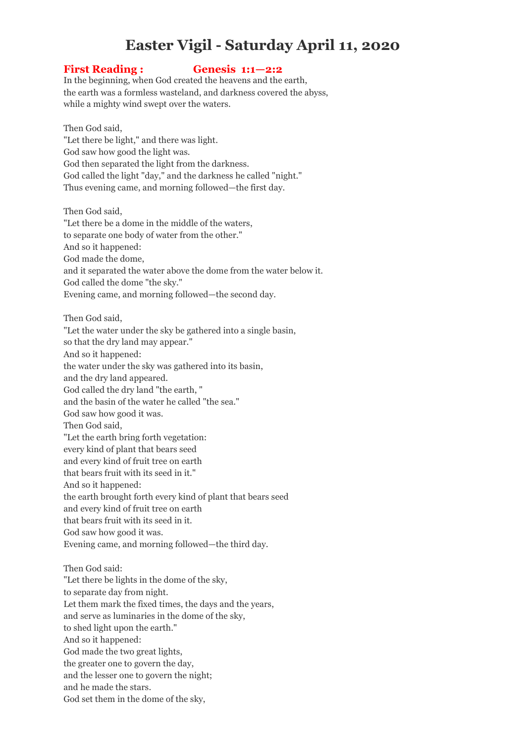# Easter Vigil - Saturday April 11, 2020

## First Reading : Genesis 1:1—2:2

In the beginning, when God created the heavens and the earth,
the earth was a formless wasteland, and darkness covered the abyss,
while a mighty wind swept over the waters.

Then God said,
"Let there be light," and there was light.
God saw how good the light was.
God then separated the light from the darkness.
God called the light "day," and the darkness he called "night."
Thus evening came, and morning followed—the first day.

Then God said,
"Let there be a dome in the middle of the waters,
to separate one body of water from the other."
And so it happened:
God made the dome,
and it separated the water above the dome from the water below it.
God called the dome "the sky."
Evening came, and morning followed—the second day.

Then God said,
"Let the water under the sky be gathered into a single basin,
so that the dry land may appear."
And so it happened:
the water under the sky was gathered into its basin,
and the dry land appeared.
God called the dry land "the earth, "
and the basin of the water he called "the sea."
God saw how good it was.
Then God said,
"Let the earth bring forth vegetation:
every kind of plant that bears seed
and every kind of fruit tree on earth
that bears fruit with its seed in it."
And so it happened:
the earth brought forth every kind of plant that bears seed
and every kind of fruit tree on earth
that bears fruit with its seed in it.
God saw how good it was.
Evening came, and morning followed—the third day.

Then God said:
"Let there be lights in the dome of the sky,
to separate day from night.
Let them mark the fixed times, the days and the years,
and serve as luminaries in the dome of the sky,
to shed light upon the earth."
And so it happened:
God made the two great lights,
the greater one to govern the day,
and the lesser one to govern the night;
and he made the stars.
God set them in the dome of the sky,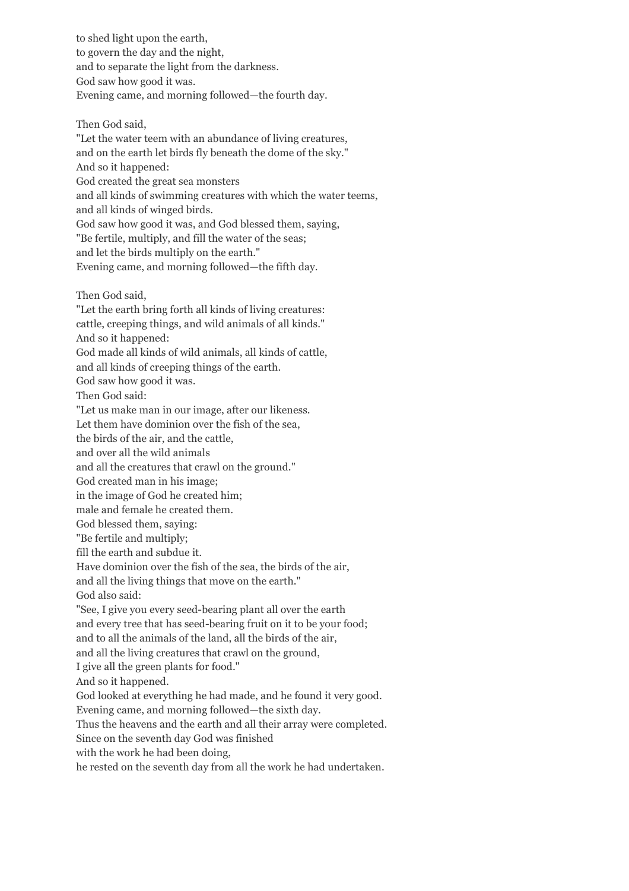to shed light upon the earth,
to govern the day and the night,
and to separate the light from the darkness.
God saw how good it was.
Evening came, and morning followed—the fourth day.

Then God said,
"Let the water teem with an abundance of living creatures,
and on the earth let birds fly beneath the dome of the sky."
And so it happened:
God created the great sea monsters
and all kinds of swimming creatures with which the water teems,
and all kinds of winged birds.
God saw how good it was, and God blessed them, saying,
"Be fertile, multiply, and fill the water of the seas;
and let the birds multiply on the earth."
Evening came, and morning followed—the fifth day.

Then God said,
"Let the earth bring forth all kinds of living creatures:
cattle, creeping things, and wild animals of all kinds."
And so it happened:
God made all kinds of wild animals, all kinds of cattle,
and all kinds of creeping things of the earth.
God saw how good it was.
Then God said:
"Let us make man in our image, after our likeness.
Let them have dominion over the fish of the sea,
the birds of the air, and the cattle,
and over all the wild animals
and all the creatures that crawl on the ground."
God created man in his image;
in the image of God he created him;
male and female he created them.
God blessed them, saying:
"Be fertile and multiply;
fill the earth and subdue it.
Have dominion over the fish of the sea, the birds of the air,
and all the living things that move on the earth."
God also said:
"See, I give you every seed-bearing plant all over the earth
and every tree that has seed-bearing fruit on it to be your food;
and to all the animals of the land, all the birds of the air,
and all the living creatures that crawl on the ground,
I give all the green plants for food."
And so it happened.
God looked at everything he had made, and he found it very good.
Evening came, and morning followed—the sixth day.
Thus the heavens and the earth and all their array were completed.
Since on the seventh day God was finished
with the work he had been doing,
he rested on the seventh day from all the work he had undertaken.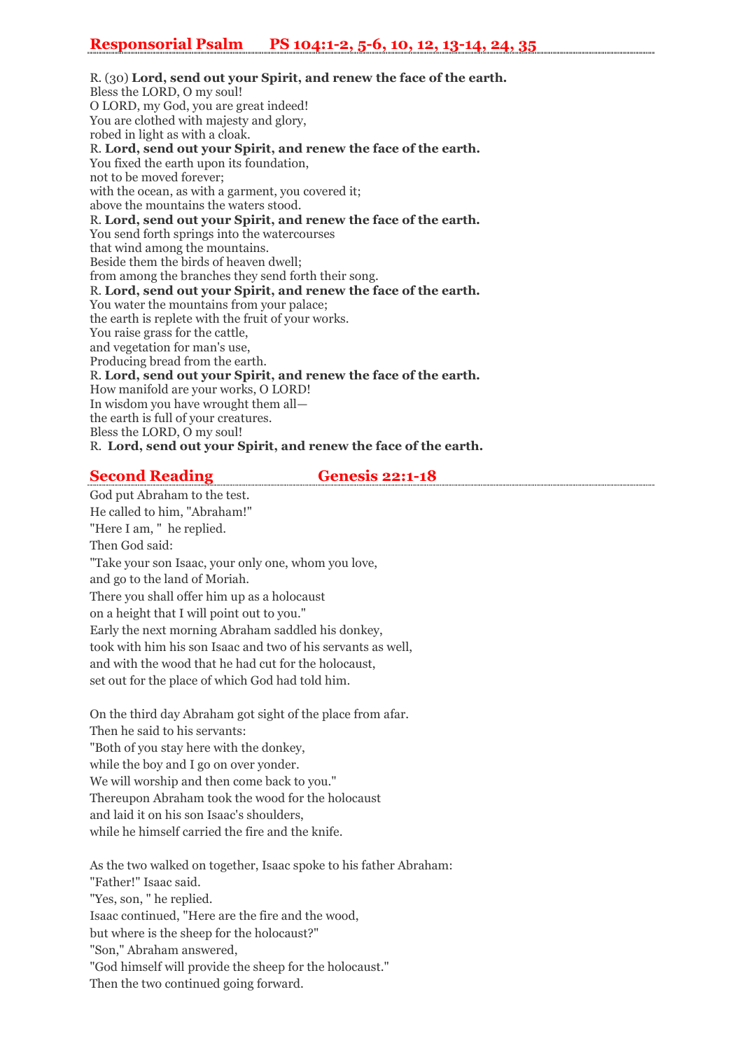## Responsorial Psalm PS 104:1-2, 5-6, 10, 12, 13-14, 24, 35

R. (30) **Lord, send out your Spirit, and renew the face of the earth.**
Bless the LORD, O my soul!
O LORD, my God, you are great indeed!
You are clothed with majesty and glory,
robed in light as with a cloak.
R. **Lord, send out your Spirit, and renew the face of the earth.**
You fixed the earth upon its foundation,
not to be moved forever;
with the ocean, as with a garment, you covered it;
above the mountains the waters stood.
R. **Lord, send out your Spirit, and renew the face of the earth.**
You send forth springs into the watercourses
that wind among the mountains.
Beside them the birds of heaven dwell;
from among the branches they send forth their song.
R. **Lord, send out your Spirit, and renew the face of the earth.**
You water the mountains from your palace;
the earth is replete with the fruit of your works.
You raise grass for the cattle,
and vegetation for man's use,
Producing bread from the earth.
R. **Lord, send out your Spirit, and renew the face of the earth.**
How manifold are your works, O LORD!
In wisdom you have wrought them all—
the earth is full of your creatures.
Bless the LORD, O my soul!
R. **Lord, send out your Spirit, and renew the face of the earth.**

## Second Reading Genesis 22:1-18

God put Abraham to the test.
He called to him, "Abraham!"
"Here I am, " he replied.
Then God said:
"Take your son Isaac, your only one, whom you love,
and go to the land of Moriah.
There you shall offer him up as a holocaust
on a height that I will point out to you."
Early the next morning Abraham saddled his donkey,
took with him his son Isaac and two of his servants as well,
and with the wood that he had cut for the holocaust,
set out for the place of which God had told him.

On the third day Abraham got sight of the place from afar.
Then he said to his servants:
"Both of you stay here with the donkey,
while the boy and I go on over yonder.
We will worship and then come back to you."
Thereupon Abraham took the wood for the holocaust
and laid it on his son Isaac's shoulders,
while he himself carried the fire and the knife.

As the two walked on together, Isaac spoke to his father Abraham:
"Father!" Isaac said.
"Yes, son, " he replied.
Isaac continued, "Here are the fire and the wood,
but where is the sheep for the holocaust?"
"Son," Abraham answered,
"God himself will provide the sheep for the holocaust."
Then the two continued going forward.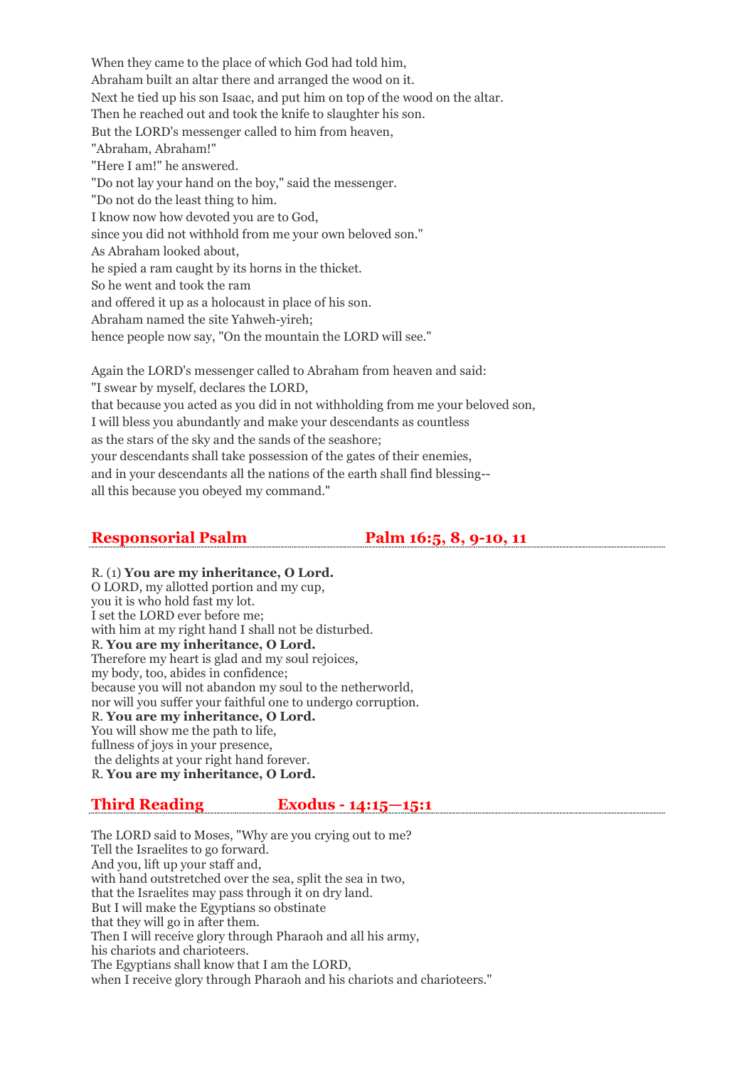When they came to the place of which God had told him,
Abraham built an altar there and arranged the wood on it.
Next he tied up his son Isaac, and put him on top of the wood on the altar.
Then he reached out and took the knife to slaughter his son.
But the LORD's messenger called to him from heaven,
"Abraham, Abraham!"
"Here I am!" he answered.
"Do not lay your hand on the boy," said the messenger.
"Do not do the least thing to him.
I know now how devoted you are to God,
since you did not withhold from me your own beloved son."
As Abraham looked about,
he spied a ram caught by its horns in the thicket.
So he went and took the ram
and offered it up as a holocaust in place of his son.
Abraham named the site Yahweh-yireh;
hence people now say, "On the mountain the LORD will see."

Again the LORD's messenger called to Abraham from heaven and said:
"I swear by myself, declares the LORD,
that because you acted as you did in not withholding from me your beloved son,
I will bless you abundantly and make your descendants as countless
as the stars of the sky and the sands of the seashore;
your descendants shall take possession of the gates of their enemies,
and in your descendants all the nations of the earth shall find blessing--
all this because you obeyed my command."

## Responsorial Psalm Palm 16:5, 8, 9-10, 11

R. (1) **You are my inheritance, O Lord.**
O LORD, my allotted portion and my cup,
you it is who hold fast my lot.
I set the LORD ever before me;
with him at my right hand I shall not be disturbed.
R. **You are my inheritance, O Lord.**
Therefore my heart is glad and my soul rejoices,
my body, too, abides in confidence;
because you will not abandon my soul to the netherworld,
nor will you suffer your faithful one to undergo corruption.
R. **You are my inheritance, O Lord.**
You will show me the path to life,
fullness of joys in your presence,
the delights at your right hand forever.
R. **You are my inheritance, O Lord.**

## Third Reading Exodus - 14:15—15:1

The LORD said to Moses, "Why are you crying out to me?
Tell the Israelites to go forward.
And you, lift up your staff and,
with hand outstretched over the sea, split the sea in two,
that the Israelites may pass through it on dry land.
But I will make the Egyptians so obstinate
that they will go in after them.
Then I will receive glory through Pharaoh and all his army,
his chariots and charioteers.
The Egyptians shall know that I am the LORD,
when I receive glory through Pharaoh and his chariots and charioteers."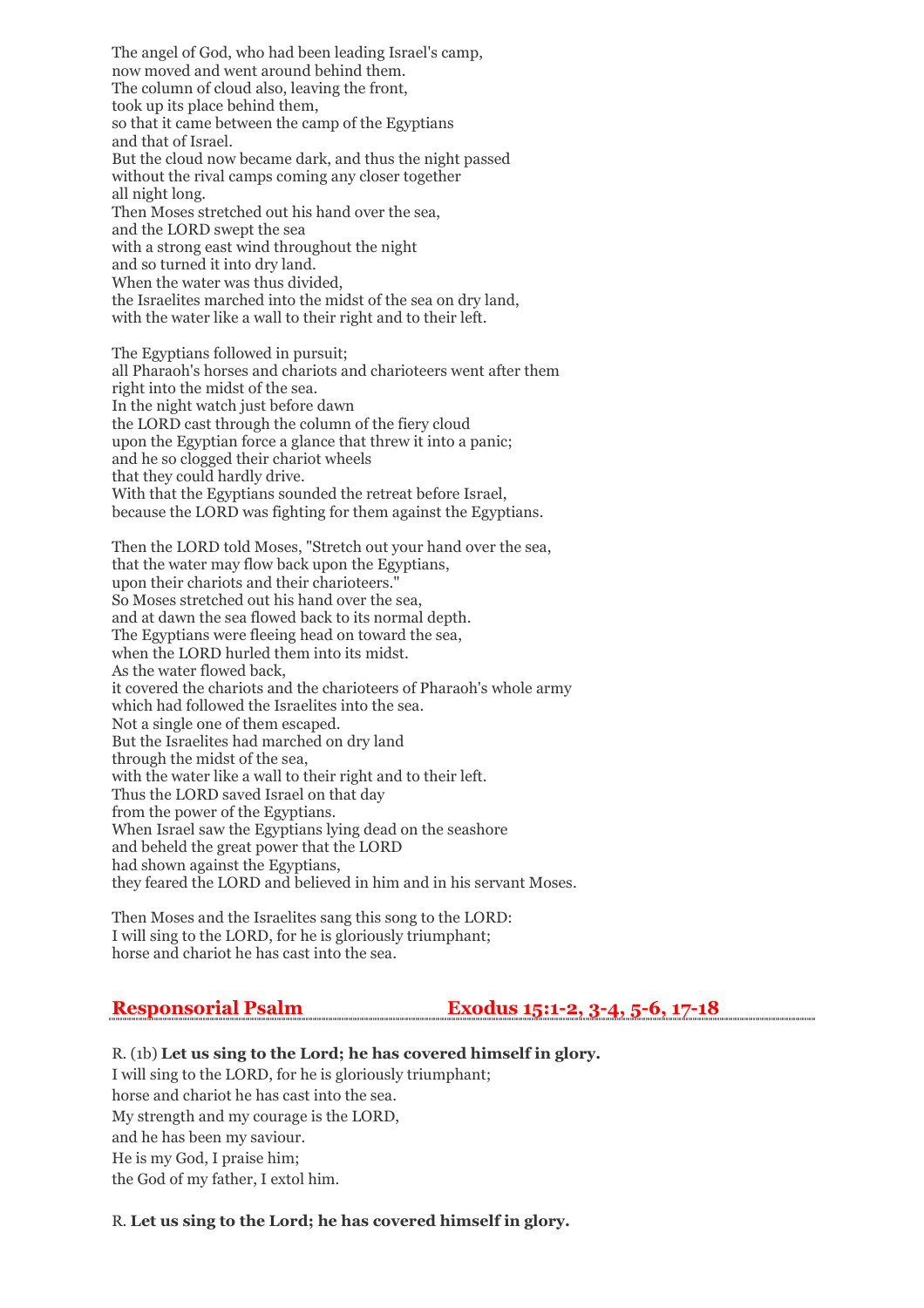The angel of God, who had been leading Israel's camp,
now moved and went around behind them.
The column of cloud also, leaving the front,
took up its place behind them,
so that it came between the camp of the Egyptians
and that of Israel.
But the cloud now became dark, and thus the night passed
without the rival camps coming any closer together
all night long.
Then Moses stretched out his hand over the sea,
and the LORD swept the sea
with a strong east wind throughout the night
and so turned it into dry land.
When the water was thus divided,
the Israelites marched into the midst of the sea on dry land,
with the water like a wall to their right and to their left.

The Egyptians followed in pursuit;
all Pharaoh's horses and chariots and charioteers went after them
right into the midst of the sea.
In the night watch just before dawn
the LORD cast through the column of the fiery cloud
upon the Egyptian force a glance that threw it into a panic;
and he so clogged their chariot wheels
that they could hardly drive.
With that the Egyptians sounded the retreat before Israel,
because the LORD was fighting for them against the Egyptians.

Then the LORD told Moses, "Stretch out your hand over the sea,
that the water may flow back upon the Egyptians,
upon their chariots and their charioteers."
So Moses stretched out his hand over the sea,
and at dawn the sea flowed back to its normal depth.
The Egyptians were fleeing head on toward the sea,
when the LORD hurled them into its midst.
As the water flowed back,
it covered the chariots and the charioteers of Pharaoh's whole army
which had followed the Israelites into the sea.
Not a single one of them escaped.
But the Israelites had marched on dry land
through the midst of the sea,
with the water like a wall to their right and to their left.
Thus the LORD saved Israel on that day
from the power of the Egyptians.
When Israel saw the Egyptians lying dead on the seashore
and beheld the great power that the LORD
had shown against the Egyptians,
they feared the LORD and believed in him and in his servant Moses.

Then Moses and the Israelites sang this song to the LORD:
I will sing to the LORD, for he is gloriously triumphant;
horse and chariot he has cast into the sea.

## Responsorial Psalm — Exodus 15:1-2, 3-4, 5-6, 17-18

R. (1b) **Let us sing to the Lord; he has covered himself in glory.**
I will sing to the LORD, for he is gloriously triumphant;
horse and chariot he has cast into the sea.
My strength and my courage is the LORD,
and he has been my saviour.
He is my God, I praise him;
the God of my father, I extol him.

R. **Let us sing to the Lord; he has covered himself in glory.**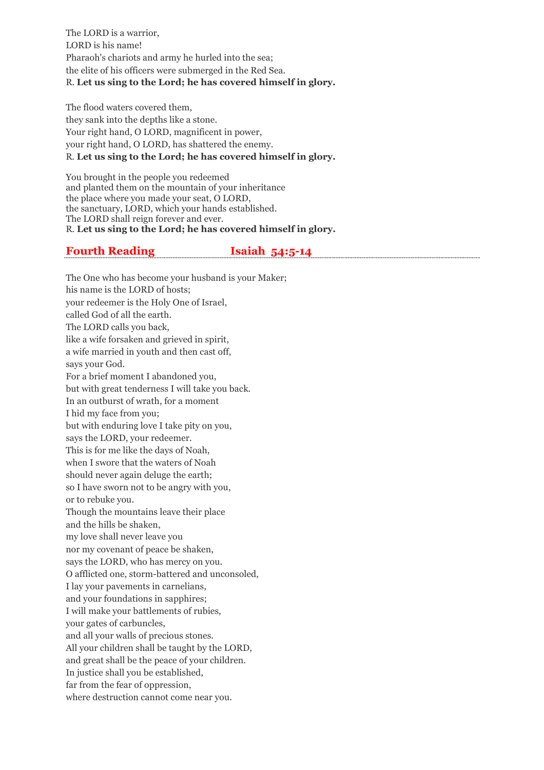The LORD is a warrior,
LORD is his name!
Pharaoh's chariots and army he hurled into the sea;
the elite of his officers were submerged in the Red Sea.
R. **Let us sing to the Lord; he has covered himself in glory.**

The flood waters covered them,
they sank into the depths like a stone.
Your right hand, O LORD, magnificent in power,
your right hand, O LORD, has shattered the enemy.
R. **Let us sing to the Lord; he has covered himself in glory.**

You brought in the people you redeemed
and planted them on the mountain of your inheritance
the place where you made your seat, O LORD,
the sanctuary, LORD, which your hands established.
The LORD shall reign forever and ever.
R. **Let us sing to the Lord; he has covered himself in glory.**

## Fourth Reading Isaiah 54:5-14

The One who has become your husband is your Maker;
his name is the LORD of hosts;
your redeemer is the Holy One of Israel,
called God of all the earth.
The LORD calls you back,
like a wife forsaken and grieved in spirit,
a wife married in youth and then cast off,
says your God.
For a brief moment I abandoned you,
but with great tenderness I will take you back.
In an outburst of wrath, for a moment
I hid my face from you;
but with enduring love I take pity on you,
says the LORD, your redeemer.
This is for me like the days of Noah,
when I swore that the waters of Noah
should never again deluge the earth;
so I have sworn not to be angry with you,
or to rebuke you.
Though the mountains leave their place
and the hills be shaken,
my love shall never leave you
nor my covenant of peace be shaken,
says the LORD, who has mercy on you.
O afflicted one, storm-battered and unconsoled,
I lay your pavements in carnelians,
and your foundations in sapphires;
I will make your battlements of rubies,
your gates of carbuncles,
and all your walls of precious stones.
All your children shall be taught by the LORD,
and great shall be the peace of your children.
In justice shall you be established,
far from the fear of oppression,
where destruction cannot come near you.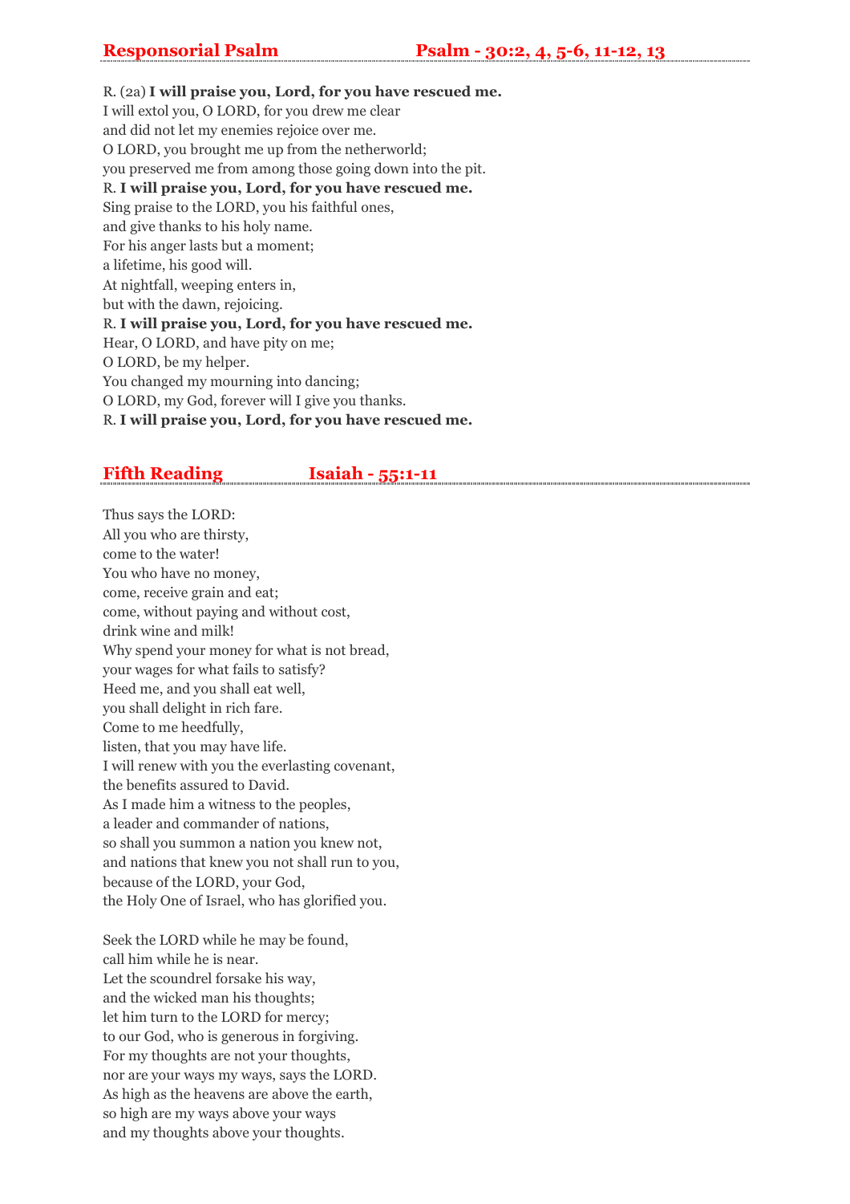## Responsorial Psalm Psalm - 30:2, 4, 5-6, 11-12, 13

R. (2a) **I will praise you, Lord, for you have rescued me.**
I will extol you, O LORD, for you drew me clear
and did not let my enemies rejoice over me.
O LORD, you brought me up from the netherworld;
you preserved me from among those going down into the pit.
R. **I will praise you, Lord, for you have rescued me.**
Sing praise to the LORD, you his faithful ones,
and give thanks to his holy name.
For his anger lasts but a moment;
a lifetime, his good will.
At nightfall, weeping enters in,
but with the dawn, rejoicing.
R. **I will praise you, Lord, for you have rescued me.**
Hear, O LORD, and have pity on me;
O LORD, be my helper.
You changed my mourning into dancing;
O LORD, my God, forever will I give you thanks.
R. **I will praise you, Lord, for you have rescued me.**

## Fifth Reading Isaiah - 55:1-11

Thus says the LORD:
All you who are thirsty,
come to the water!
You who have no money,
come, receive grain and eat;
come, without paying and without cost,
drink wine and milk!
Why spend your money for what is not bread,
your wages for what fails to satisfy?
Heed me, and you shall eat well,
you shall delight in rich fare.
Come to me heedfully,
listen, that you may have life.
I will renew with you the everlasting covenant,
the benefits assured to David.
As I made him a witness to the peoples,
a leader and commander of nations,
so shall you summon a nation you knew not,
and nations that knew you not shall run to you,
because of the LORD, your God,
the Holy One of Israel, who has glorified you.

Seek the LORD while he may be found,
call him while he is near.
Let the scoundrel forsake his way,
and the wicked man his thoughts;
let him turn to the LORD for mercy;
to our God, who is generous in forgiving.
For my thoughts are not your thoughts,
nor are your ways my ways, says the LORD.
As high as the heavens are above the earth,
so high are my ways above your ways
and my thoughts above your thoughts.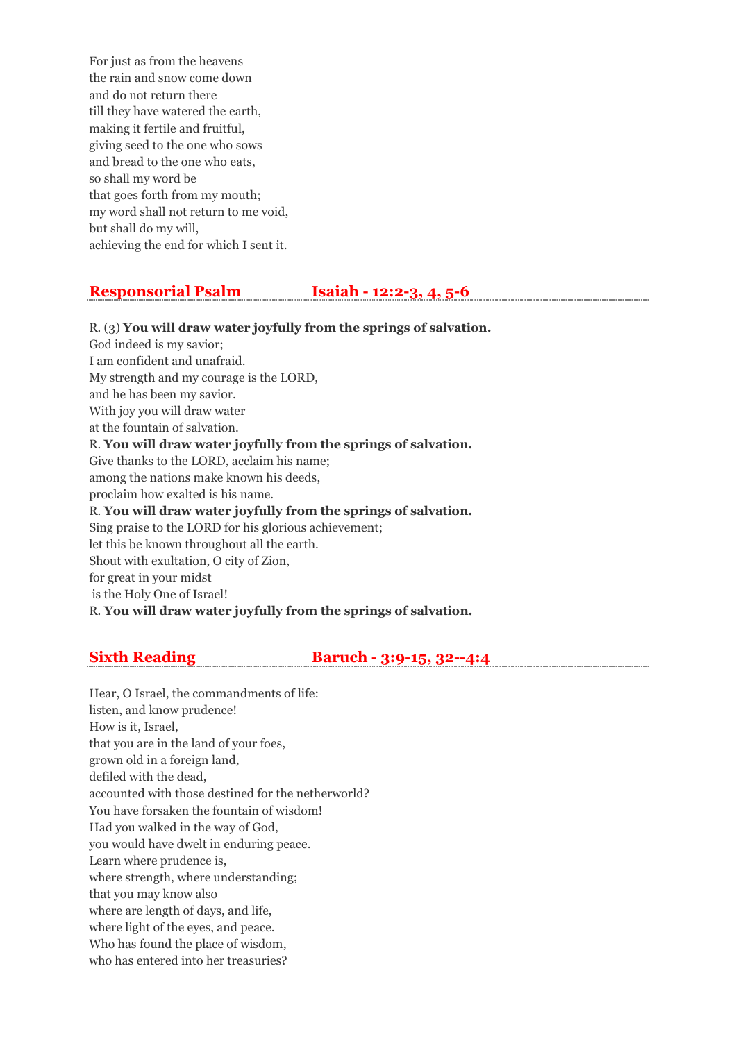For just as from the heavens
the rain and snow come down
and do not return there
till they have watered the earth,
making it fertile and fruitful,
giving seed to the one who sows
and bread to the one who eats,
so shall my word be
that goes forth from my mouth;
my word shall not return to me void,
but shall do my will,
achieving the end for which I sent it.

## Responsorial Psalm Isaiah - 12:2-3, 4, 5-6

R. (3) **You will draw water joyfully from the springs of salvation.**
God indeed is my savior;
I am confident and unafraid.
My strength and my courage is the LORD,
and he has been my savior.
With joy you will draw water
at the fountain of salvation.
R. **You will draw water joyfully from the springs of salvation.**
Give thanks to the LORD, acclaim his name;
among the nations make known his deeds,
proclaim how exalted is his name.
R. **You will draw water joyfully from the springs of salvation.**
Sing praise to the LORD for his glorious achievement;
let this be known throughout all the earth.
Shout with exultation, O city of Zion,
for great in your midst
is the Holy One of Israel!
R. **You will draw water joyfully from the springs of salvation.**

## Sixth Reading Baruch - 3:9-15, 32--4:4

Hear, O Israel, the commandments of life:
listen, and know prudence!
How is it, Israel,
that you are in the land of your foes,
grown old in a foreign land,
defiled with the dead,
accounted with those destined for the netherworld?
You have forsaken the fountain of wisdom!
Had you walked in the way of God,
you would have dwelt in enduring peace.
Learn where prudence is,
where strength, where understanding;
that you may know also
where are length of days, and life,
where light of the eyes, and peace.
Who has found the place of wisdom,
who has entered into her treasuries?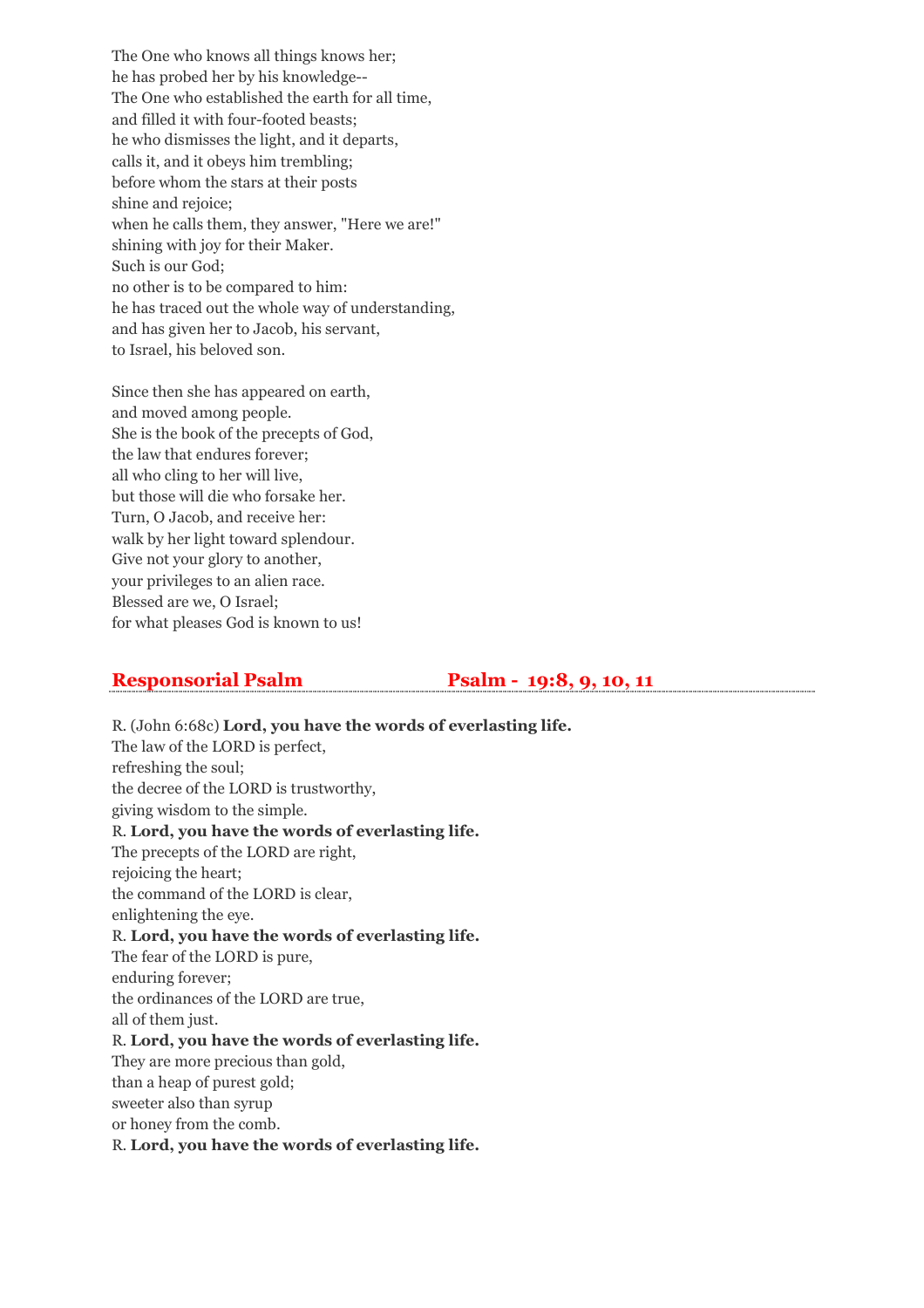The One who knows all things knows her;
he has probed her by his knowledge--
The One who established the earth for all time,
and filled it with four-footed beasts;
he who dismisses the light, and it departs,
calls it, and it obeys him trembling;
before whom the stars at their posts
shine and rejoice;
when he calls them, they answer, "Here we are!"
shining with joy for their Maker.
Such is our God;
no other is to be compared to him:
he has traced out the whole way of understanding,
and has given her to Jacob, his servant,
to Israel, his beloved son.

Since then she has appeared on earth,
and moved among people.
She is the book of the precepts of God,
the law that endures forever;
all who cling to her will live,
but those will die who forsake her.
Turn, O Jacob, and receive her:
walk by her light toward splendour.
Give not your glory to another,
your privileges to an alien race.
Blessed are we, O Israel;
for what pleases God is known to us!

## Responsorial Psalm — Psalm - 19:8, 9, 10, 11

R. (John 6:68c) **Lord, you have the words of everlasting life.**
The law of the LORD is perfect,
refreshing the soul;
the decree of the LORD is trustworthy,
giving wisdom to the simple.
R. **Lord, you have the words of everlasting life.**
The precepts of the LORD are right,
rejoicing the heart;
the command of the LORD is clear,
enlightening the eye.
R. **Lord, you have the words of everlasting life.**
The fear of the LORD is pure,
enduring forever;
the ordinances of the LORD are true,
all of them just.
R. **Lord, you have the words of everlasting life.**
They are more precious than gold,
than a heap of purest gold;
sweeter also than syrup
or honey from the comb.
R. **Lord, you have the words of everlasting life.**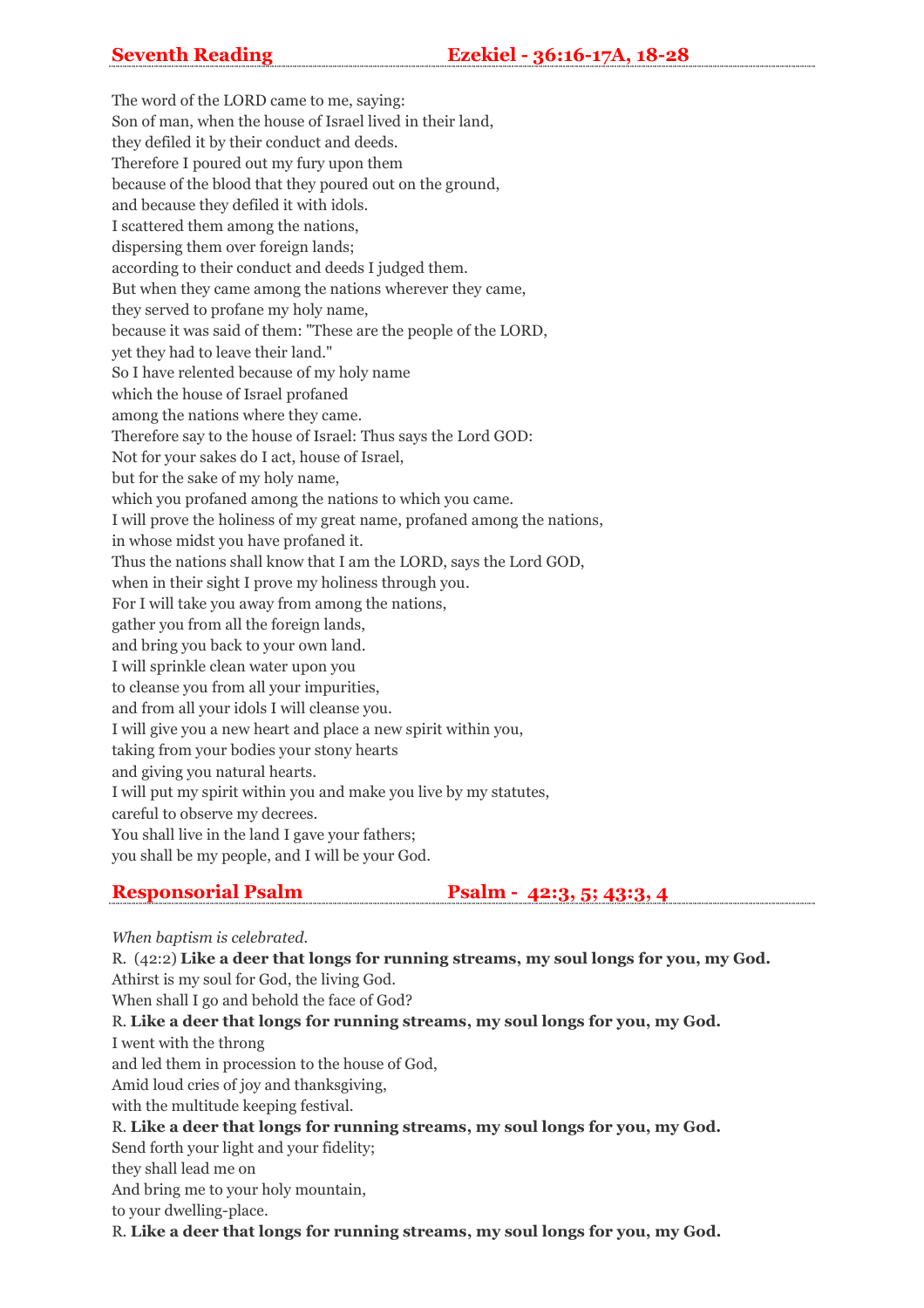## Seventh Reading — Ezekiel - 36:16-17A, 18-28

The word of the LORD came to me, saying:
Son of man, when the house of Israel lived in their land,
they defiled it by their conduct and deeds.
Therefore I poured out my fury upon them
because of the blood that they poured out on the ground,
and because they defiled it with idols.
I scattered them among the nations,
dispersing them over foreign lands;
according to their conduct and deeds I judged them.
But when they came among the nations wherever they came,
they served to profane my holy name,
because it was said of them: "These are the people of the LORD,
yet they had to leave their land."
So I have relented because of my holy name
which the house of Israel profaned
among the nations where they came.
Therefore say to the house of Israel: Thus says the Lord GOD:
Not for your sakes do I act, house of Israel,
but for the sake of my holy name,
which you profaned among the nations to which you came.
I will prove the holiness of my great name, profaned among the nations,
in whose midst you have profaned it.
Thus the nations shall know that I am the LORD, says the Lord GOD,
when in their sight I prove my holiness through you.
For I will take you away from among the nations,
gather you from all the foreign lands,
and bring you back to your own land.
I will sprinkle clean water upon you
to cleanse you from all your impurities,
and from all your idols I will cleanse you.
I will give you a new heart and place a new spirit within you,
taking from your bodies your stony hearts
and giving you natural hearts.
I will put my spirit within you and make you live by my statutes,
careful to observe my decrees.
You shall live in the land I gave your fathers;
you shall be my people, and I will be your God.

## Responsorial Psalm — Psalm - 42:3, 5; 43:3, 4

*When baptism is celebrated.*

R. (42:2) **Like a deer that longs for running streams, my soul longs for you, my God.**
Athirst is my soul for God, the living God.
When shall I go and behold the face of God?
R. **Like a deer that longs for running streams, my soul longs for you, my God.**
I went with the throng
and led them in procession to the house of God,
Amid loud cries of joy and thanksgiving,
with the multitude keeping festival.
R. **Like a deer that longs for running streams, my soul longs for you, my God.**
Send forth your light and your fidelity;
they shall lead me on
And bring me to your holy mountain,
to your dwelling-place.
R. **Like a deer that longs for running streams, my soul longs for you, my God.**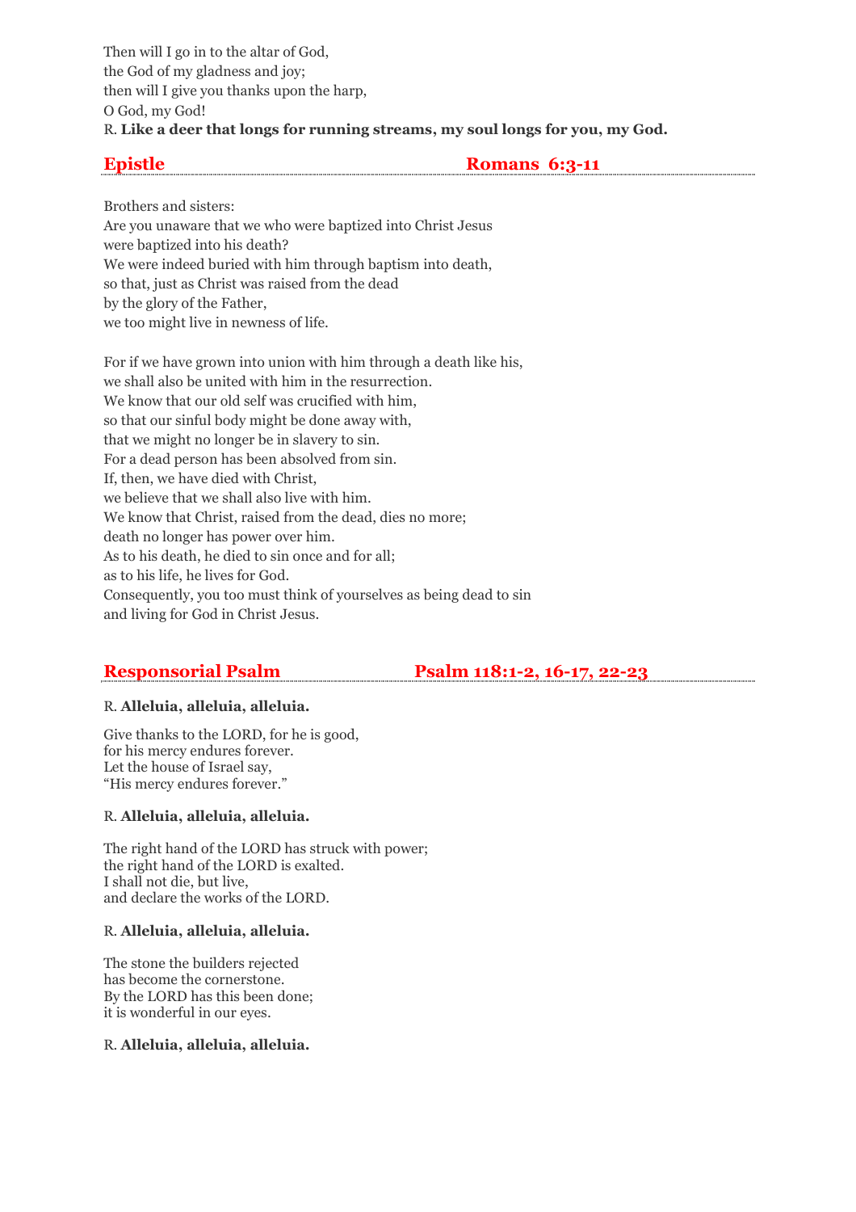Then will I go in to the altar of God,
the God of my gladness and joy;
then will I give you thanks upon the harp,
O God, my God!
R. **Like a deer that longs for running streams, my soul longs for you, my God.**

## Epistle — Romans 6:3-11

Brothers and sisters:
Are you unaware that we who were baptized into Christ Jesus
were baptized into his death?
We were indeed buried with him through baptism into death,
so that, just as Christ was raised from the dead
by the glory of the Father,
we too might live in newness of life.

For if we have grown into union with him through a death like his,
we shall also be united with him in the resurrection.
We know that our old self was crucified with him,
so that our sinful body might be done away with,
that we might no longer be in slavery to sin.
For a dead person has been absolved from sin.
If, then, we have died with Christ,
we believe that we shall also live with him.
We know that Christ, raised from the dead, dies no more;
death no longer has power over him.
As to his death, he died to sin once and for all;
as to his life, he lives for God.
Consequently, you too must think of yourselves as being dead to sin
and living for God in Christ Jesus.

## Responsorial Psalm — Psalm 118:1-2, 16-17, 22-23

R. **Alleluia, alleluia, alleluia.**

Give thanks to the LORD, for he is good,
for his mercy endures forever.
Let the house of Israel say,
"His mercy endures forever."

R. **Alleluia, alleluia, alleluia.**

The right hand of the LORD has struck with power;
the right hand of the LORD is exalted.
I shall not die, but live,
and declare the works of the LORD.

R. **Alleluia, alleluia, alleluia.**

The stone the builders rejected
has become the cornerstone.
By the LORD has this been done;
it is wonderful in our eyes.

R. **Alleluia, alleluia, alleluia.**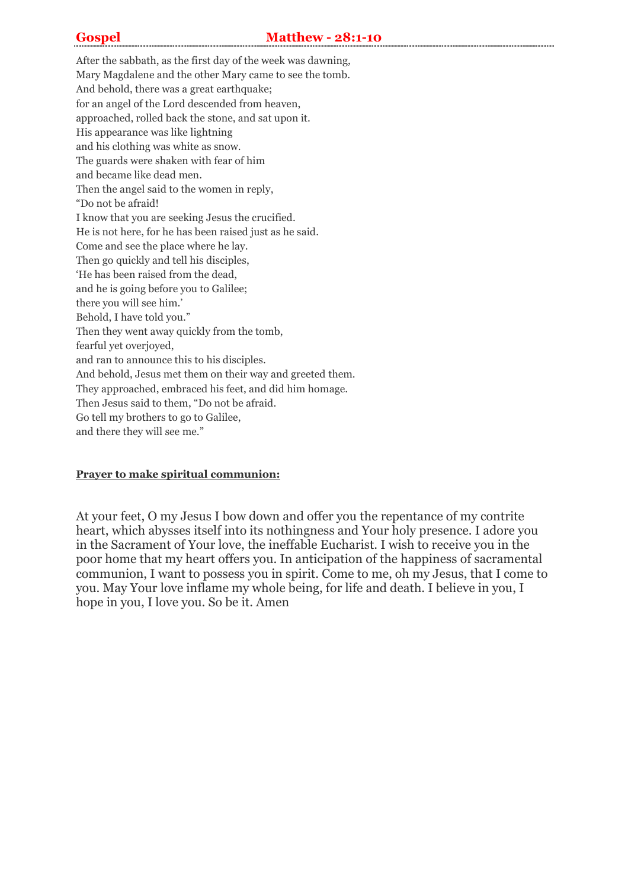## Gospel — Matthew - 28:1-10

After the sabbath, as the first day of the week was dawning,
Mary Magdalene and the other Mary came to see the tomb.
And behold, there was a great earthquake;
for an angel of the Lord descended from heaven,
approached, rolled back the stone, and sat upon it.
His appearance was like lightning
and his clothing was white as snow.
The guards were shaken with fear of him
and became like dead men.
Then the angel said to the women in reply,
"Do not be afraid!
I know that you are seeking Jesus the crucified.
He is not here, for he has been raised just as he said.
Come and see the place where he lay.
Then go quickly and tell his disciples,
'He has been raised from the dead,
and he is going before you to Galilee;
there you will see him.'
Behold, I have told you."
Then they went away quickly from the tomb,
fearful yet overjoyed,
and ran to announce this to his disciples.
And behold, Jesus met them on their way and greeted them.
They approached, embraced his feet, and did him homage.
Then Jesus said to them, "Do not be afraid.
Go tell my brothers to go to Galilee,
and there they will see me."

**Prayer to make spiritual communion:**

At your feet, O my Jesus I bow down and offer you the repentance of my contrite heart, which abysses itself into its nothingness and Your holy presence. I adore you in the Sacrament of Your love, the ineffable Eucharist. I wish to receive you in the poor home that my heart offers you. In anticipation of the happiness of sacramental communion, I want to possess you in spirit. Come to me, oh my Jesus, that I come to you. May Your love inflame my whole being, for life and death. I believe in you, I hope in you, I love you. So be it. Amen